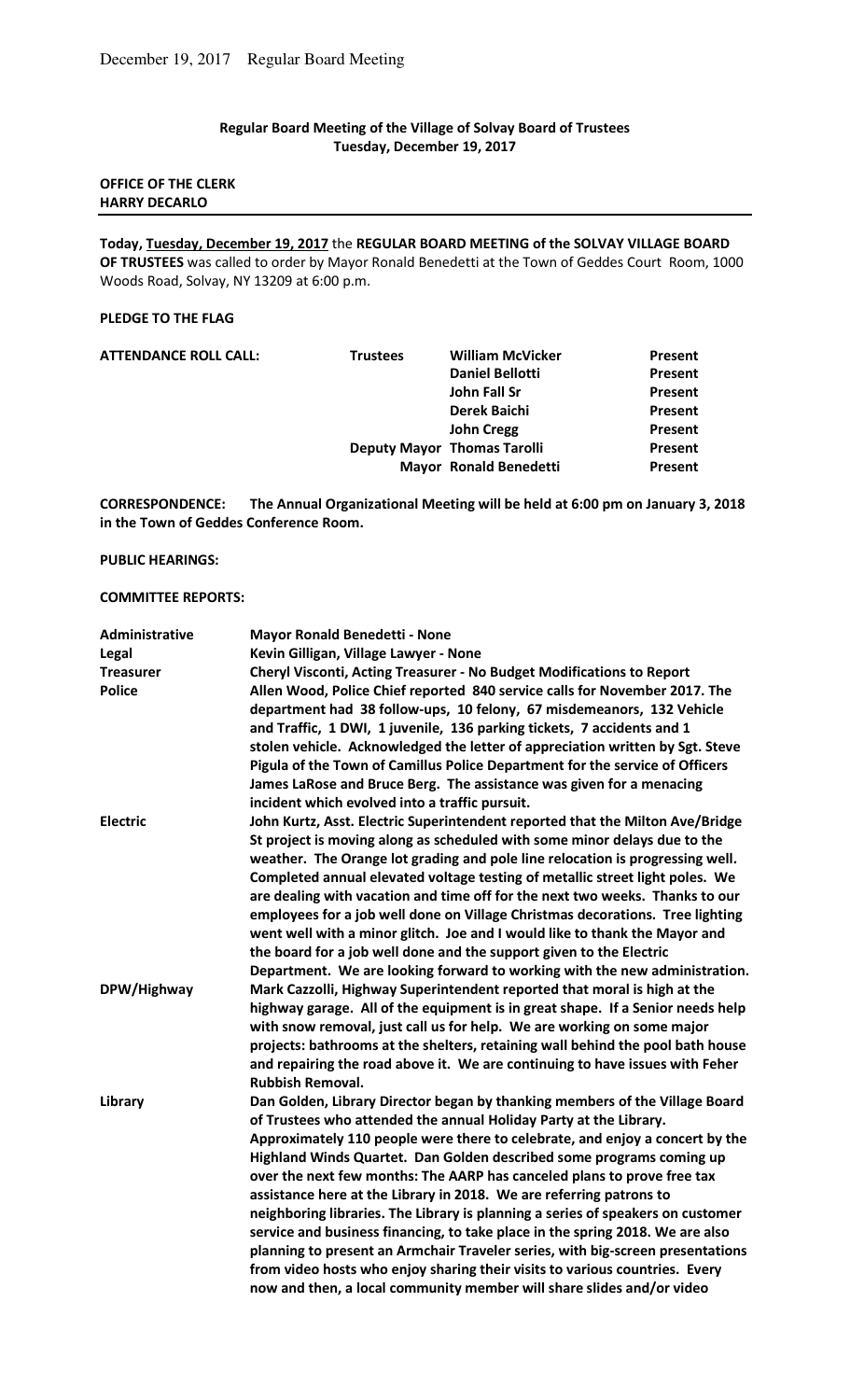**Regular Board Meeting of the Village of Solvay Board of Trustees**
**Tuesday, December 19, 2017**

**OFFICE OF THE CLERK**
**HARRY DECARLO**

---

**Today, Tuesday, December 19, 2017** the **REGULAR BOARD MEETING of the SOLVAY VILLAGE BOARD OF TRUSTEES** was called to order by Mayor Ronald Benedetti at the Town of Geddes Court Room, 1000 Woods Road, Solvay, NY 13209 at 6:00 p.m.

**PLEDGE TO THE FLAG**

| **ATTENDANCE ROLL CALL:** | **Trustees** | **William McVicker** | **Present** |
|---|---|---|---|
| | | **Daniel Bellotti** | **Present** |
| | | **John Fall Sr** | **Present** |
| | | **Derek Baichi** | **Present** |
| | | **John Cregg** | **Present** |
| | **Deputy Mayor** | **Thomas Tarolli** | **Present** |
| | **Mayor** | **Ronald Benedetti** | **Present** |

**CORRESPONDENCE: The Annual Organizational Meeting will be held at 6:00 pm on January 3, 2018 in the Town of Geddes Conference Room.**

**PUBLIC HEARINGS:**

**COMMITTEE REPORTS:**

| | |
|---|---|
| **Administrative** | **Mayor Ronald Benedetti - None** |
| **Legal** | **Kevin Gilligan, Village Lawyer - None** |
| **Treasurer** | **Cheryl Visconti, Acting Treasurer - No Budget Modifications to Report** |
| **Police** | **Allen Wood, Police Chief reported 840 service calls for November 2017. The department had 38 follow-ups, 10 felony, 67 misdemeanors, 132 Vehicle and Traffic, 1 DWI, 1 juvenile, 136 parking tickets, 7 accidents and 1 stolen vehicle. Acknowledged the letter of appreciation written by Sgt. Steve Pigula of the Town of Camillus Police Department for the service of Officers James LaRose and Bruce Berg. The assistance was given for a menacing incident which evolved into a traffic pursuit.** |
| **Electric** | **John Kurtz, Asst. Electric Superintendent reported that the Milton Ave/Bridge St project is moving along as scheduled with some minor delays due to the weather. The Orange lot grading and pole line relocation is progressing well. Completed annual elevated voltage testing of metallic street light poles. We are dealing with vacation and time off for the next two weeks. Thanks to our employees for a job well done on Village Christmas decorations. Tree lighting went well with a minor glitch. Joe and I would like to thank the Mayor and the board for a job well done and the support given to the Electric Department. We are looking forward to working with the new administration.** |
| **DPW/Highway** | **Mark Cazzolli, Highway Superintendent reported that moral is high at the highway garage. All of the equipment is in great shape. If a Senior needs help with snow removal, just call us for help. We are working on some major projects: bathrooms at the shelters, retaining wall behind the pool bath house and repairing the road above it. We are continuing to have issues with Feher Rubbish Removal.** |
| **Library** | **Dan Golden, Library Director began by thanking members of the Village Board of Trustees who attended the annual Holiday Party at the Library. Approximately 110 people were there to celebrate, and enjoy a concert by the Highland Winds Quartet. Dan Golden described some programs coming up over the next few months: The AARP has canceled plans to prove free tax assistance here at the Library in 2018. We are referring patrons to neighboring libraries. The Library is planning a series of speakers on customer service and business financing, to take place in the spring 2018. We are also planning to present an Armchair Traveler series, with big-screen presentations from video hosts who enjoy sharing their visits to various countries. Every now and then, a local community member will share slides and/or video** |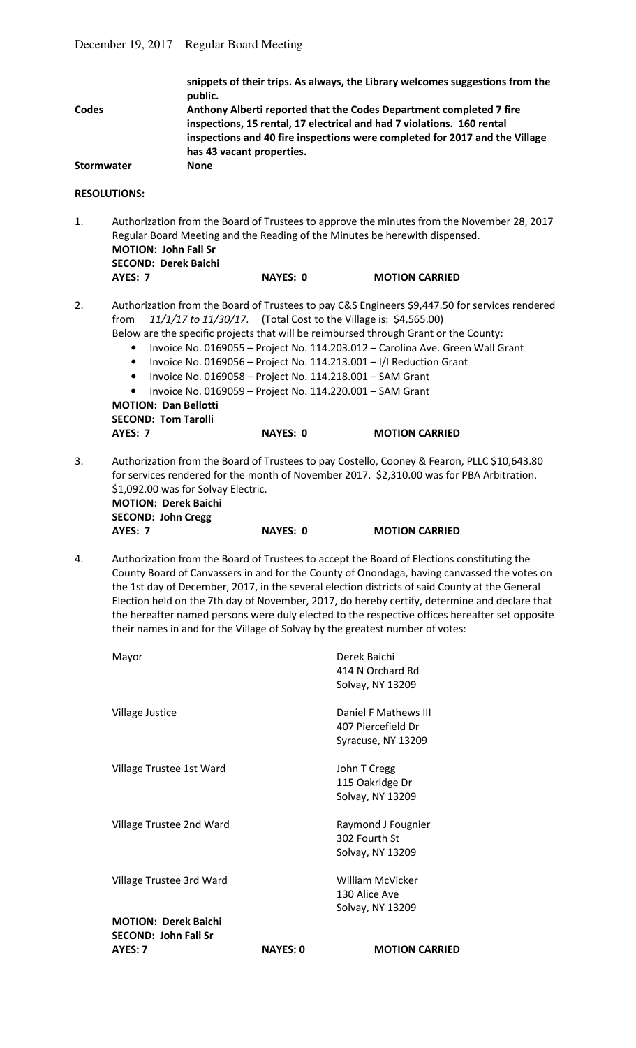**snippets of their trips. As always, the Library welcomes suggestions from the public.**

**Codes** **Anthony Alberti reported that the Codes Department completed 7 fire inspections, 15 rental, 17 electrical and had 7 violations. 160 rental inspections and 40 fire inspections were completed for 2017 and the Village has 43 vacant properties.**

**Stormwater** **None**

**RESOLUTIONS:**

1. Authorization from the Board of Trustees to approve the minutes from the November 28, 2017 Regular Board Meeting and the Reading of the Minutes be herewith dispensed.
   **MOTION: John Fall Sr**
   **SECOND: Derek Baichi**
   **AYES: 7** **NAYES: 0** **MOTION CARRIED**

2. Authorization from the Board of Trustees to pay C&S Engineers $9,447.50 for services rendered from *11/1/17 to 11/30/17*. (Total Cost to the Village is: $4,565.00)
   Below are the specific projects that will be reimbursed through Grant or the County:
   - Invoice No. 0169055 – Project No. 114.203.012 – Carolina Ave. Green Wall Grant
   - Invoice No. 0169056 – Project No. 114.213.001 – I/I Reduction Grant
   - Invoice No. 0169058 – Project No. 114.218.001 – SAM Grant
   - Invoice No. 0169059 – Project No. 114.220.001 – SAM Grant

   **MOTION: Dan Bellotti**
   **SECOND: Tom Tarolli**
   **AYES: 7** **NAYES: 0** **MOTION CARRIED**

3. Authorization from the Board of Trustees to pay Costello, Cooney & Fearon, PLLC $10,643.80 for services rendered for the month of November 2017. $2,310.00 was for PBA Arbitration. $1,092.00 was for Solvay Electric.
   **MOTION: Derek Baichi**
   **SECOND: John Cregg**
   **AYES: 7** **NAYES: 0** **MOTION CARRIED**

4. Authorization from the Board of Trustees to accept the Board of Elections constituting the County Board of Canvassers in and for the County of Onondaga, having canvassed the votes on the 1st day of December, 2017, in the several election districts of said County at the General Election held on the 7th day of November, 2017, do hereby certify, determine and declare that the hereafter named persons were duly elected to the respective offices hereafter set opposite their names in and for the Village of Solvay by the greatest number of votes:

| Office | Name |
|---|---|
| Mayor | Derek Baichi<br>414 N Orchard Rd<br>Solvay, NY 13209 |
| Village Justice | Daniel F Mathews III<br>407 Piercefield Dr<br>Syracuse, NY 13209 |
| Village Trustee 1st Ward | John T Cregg<br>115 Oakridge Dr<br>Solvay, NY 13209 |
| Village Trustee 2nd Ward | Raymond J Fougnier<br>302 Fourth St<br>Solvay, NY 13209 |
| Village Trustee 3rd Ward | William McVicker<br>130 Alice Ave<br>Solvay, NY 13209 |

   **MOTION: Derek Baichi**
   **SECOND: John Fall Sr**
   **AYES: 7** **NAYES: 0** **MOTION CARRIED**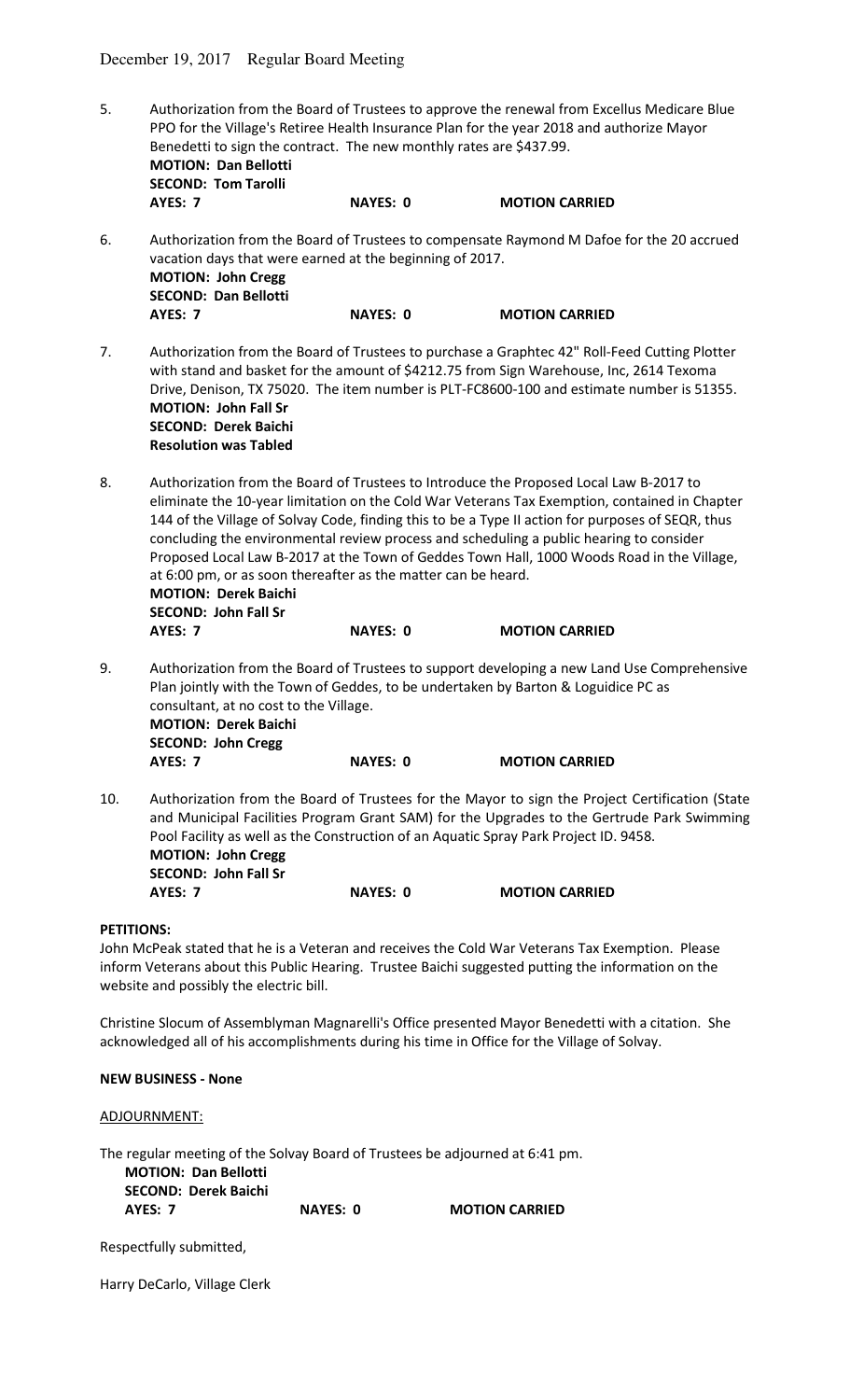5. Authorization from the Board of Trustees to approve the renewal from Excellus Medicare Blue PPO for the Village's Retiree Health Insurance Plan for the year 2018 and authorize Mayor Benedetti to sign the contract. The new monthly rates are $437.99.
**MOTION: Dan Bellotti**
**SECOND: Tom Tarolli**
**AYES: 7** **NAYES: 0** **MOTION CARRIED**

6. Authorization from the Board of Trustees to compensate Raymond M Dafoe for the 20 accrued vacation days that were earned at the beginning of 2017.
**MOTION: John Cregg**
**SECOND: Dan Bellotti**
**AYES: 7** **NAYES: 0** **MOTION CARRIED**

7. Authorization from the Board of Trustees to purchase a Graphtec 42" Roll-Feed Cutting Plotter with stand and basket for the amount of $4212.75 from Sign Warehouse, Inc, 2614 Texoma Drive, Denison, TX 75020. The item number is PLT-FC8600-100 and estimate number is 51355.
**MOTION: John Fall Sr**
**SECOND: Derek Baichi**
**Resolution was Tabled**

8. Authorization from the Board of Trustees to Introduce the Proposed Local Law B-2017 to eliminate the 10-year limitation on the Cold War Veterans Tax Exemption, contained in Chapter 144 of the Village of Solvay Code, finding this to be a Type II action for purposes of SEQR, thus concluding the environmental review process and scheduling a public hearing to consider Proposed Local Law B-2017 at the Town of Geddes Town Hall, 1000 Woods Road in the Village, at 6:00 pm, or as soon thereafter as the matter can be heard.
**MOTION: Derek Baichi**
**SECOND: John Fall Sr**
**AYES: 7** **NAYES: 0** **MOTION CARRIED**

9. Authorization from the Board of Trustees to support developing a new Land Use Comprehensive Plan jointly with the Town of Geddes, to be undertaken by Barton & Loguidice PC as consultant, at no cost to the Village.
**MOTION: Derek Baichi**
**SECOND: John Cregg**
**AYES: 7** **NAYES: 0** **MOTION CARRIED**

10. Authorization from the Board of Trustees for the Mayor to sign the Project Certification (State and Municipal Facilities Program Grant SAM) for the Upgrades to the Gertrude Park Swimming Pool Facility as well as the Construction of an Aquatic Spray Park Project ID. 9458.
**MOTION: John Cregg**
**SECOND: John Fall Sr**
**AYES: 7** **NAYES: 0** **MOTION CARRIED**

**PETITIONS:**

John McPeak stated that he is a Veteran and receives the Cold War Veterans Tax Exemption. Please inform Veterans about this Public Hearing. Trustee Baichi suggested putting the information on the website and possibly the electric bill.

Christine Slocum of Assemblyman Magnarelli's Office presented Mayor Benedetti with a citation. She acknowledged all of his accomplishments during his time in Office for the Village of Solvay.

**NEW BUSINESS - None**

ADJOURNMENT:

The regular meeting of the Solvay Board of Trustees be adjourned at 6:41 pm.
**MOTION: Dan Bellotti**
**SECOND: Derek Baichi**
**AYES: 7** **NAYES: 0** **MOTION CARRIED**

Respectfully submitted,

Harry DeCarlo, Village Clerk